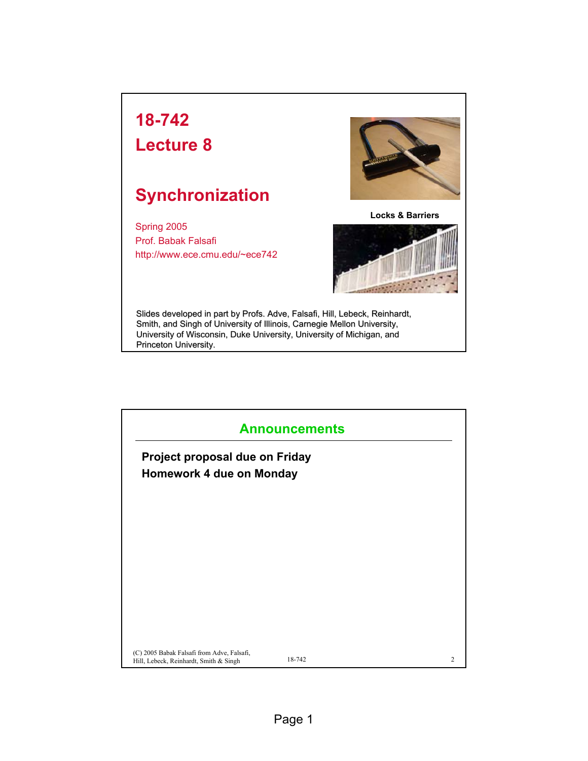# 18-742
# Lecture 8

## Synchronization

Spring 2005
Prof. Babak Falsafi
http://www.ece.cmu.edu/~ece742

**Locks & Barriers**

Slides developed in part by Profs. Adve, Falsafi, Hill, Lebeck, Reinhardt, Smith, and Singh of University of Illinois, Carnegie Mellon University, University of Wisconsin, Duke University, University of Michigan, and Princeton University.

## Announcements

**Project proposal due on Friday**
**Homework 4 due on Monday**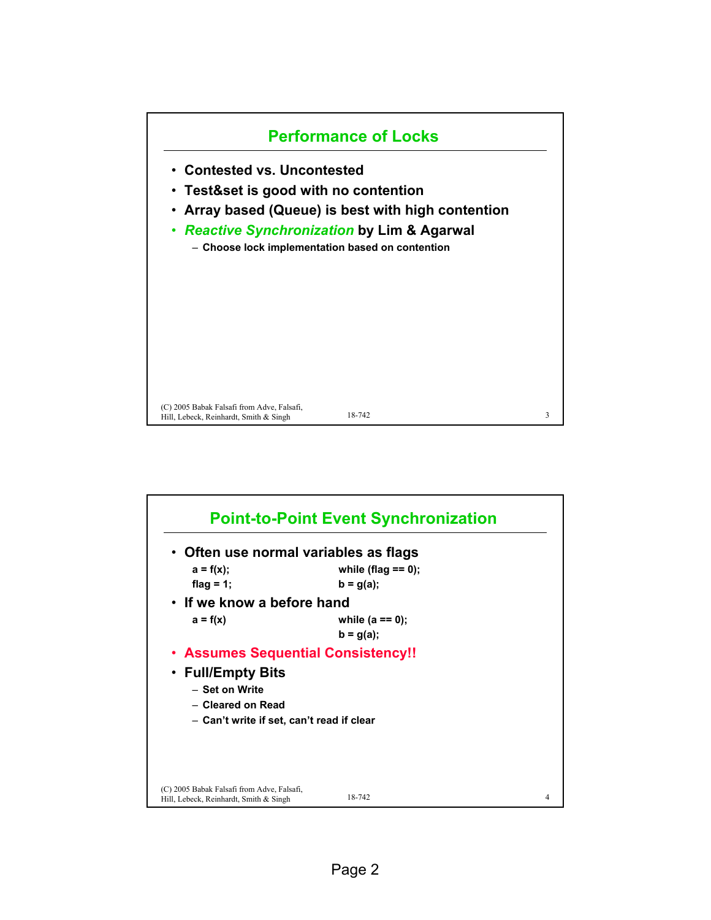## Performance of Locks

- Contested vs. Uncontested
- Test&set is good with no contention
- Array based (Queue) is best with high contention
- *Reactive Synchronization* by Lim & Agarwal
  - Choose lock implementation based on contention

## Point-to-Point Event Synchronization

- Often use normal variables as flags

```
a = f(x);                    while (flag == 0);
flag = 1;                    b = g(a);
```

- If we know a before hand

```
a = f(x)                     while (a == 0);
                             b = g(a);
```

- **Assumes Sequential Consistency!!**
- Full/Empty Bits
  - Set on Write
  - Cleared on Read
  - Can't write if set, can't read if clear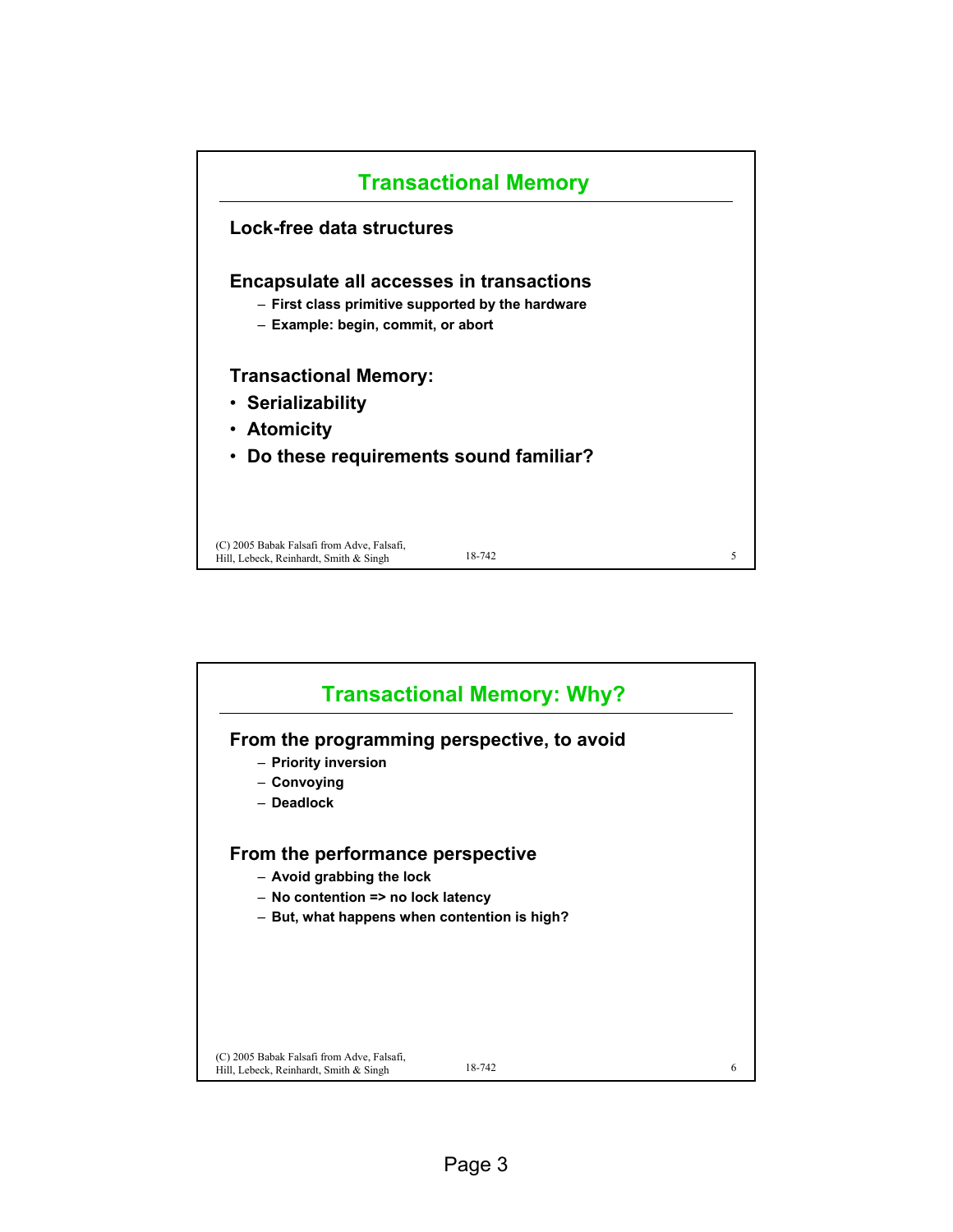## Transactional Memory

**Lock-free data structures**

**Encapsulate all accesses in transactions**

- First class primitive supported by the hardware
- Example: begin, commit, or abort

**Transactional Memory:**

- Serializability
- Atomicity
- Do these requirements sound familiar?

## Transactional Memory: Why?

**From the programming perspective, to avoid**

- Priority inversion
- Convoying
- Deadlock

**From the performance perspective**

- Avoid grabbing the lock
- No contention => no lock latency
- But, what happens when contention is high?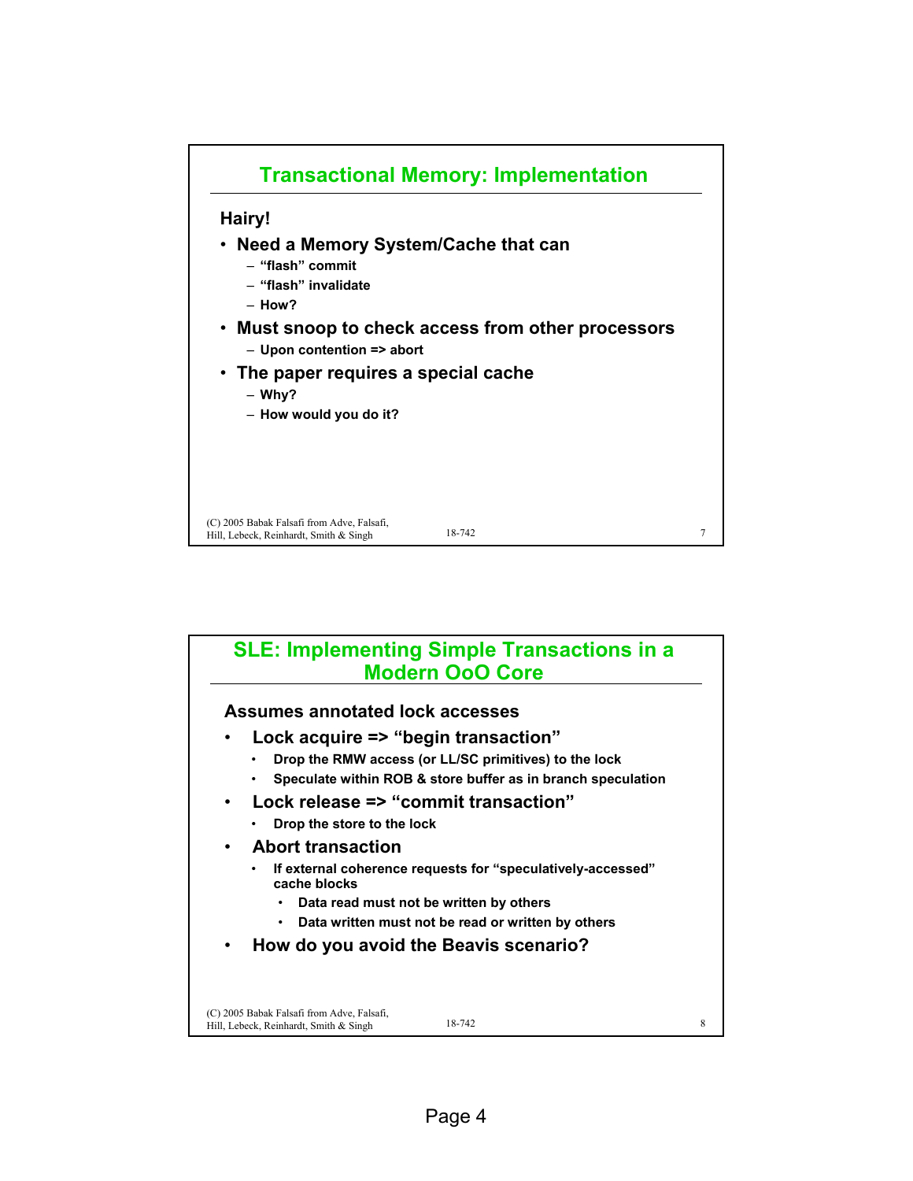## Transactional Memory: Implementation

**Hairy!**

- **Need a Memory System/Cache that can**
  - “flash” commit
  - “flash” invalidate
  - How?
- **Must snoop to check access from other processors**
  - Upon contention => abort
- **The paper requires a special cache**
  - Why?
  - How would you do it?

## SLE: Implementing Simple Transactions in a Modern OoO Core

**Assumes annotated lock accesses**

- **Lock acquire => “begin transaction”**
  - Drop the RMW access (or LL/SC primitives) to the lock
  - Speculate within ROB & store buffer as in branch speculation
- **Lock release => “commit transaction”**
  - Drop the store to the lock
- **Abort transaction**
  - If external coherence requests for “speculatively-accessed” cache blocks
    - Data read must not be written by others
    - Data written must not be read or written by others
- **How do you avoid the Beavis scenario?**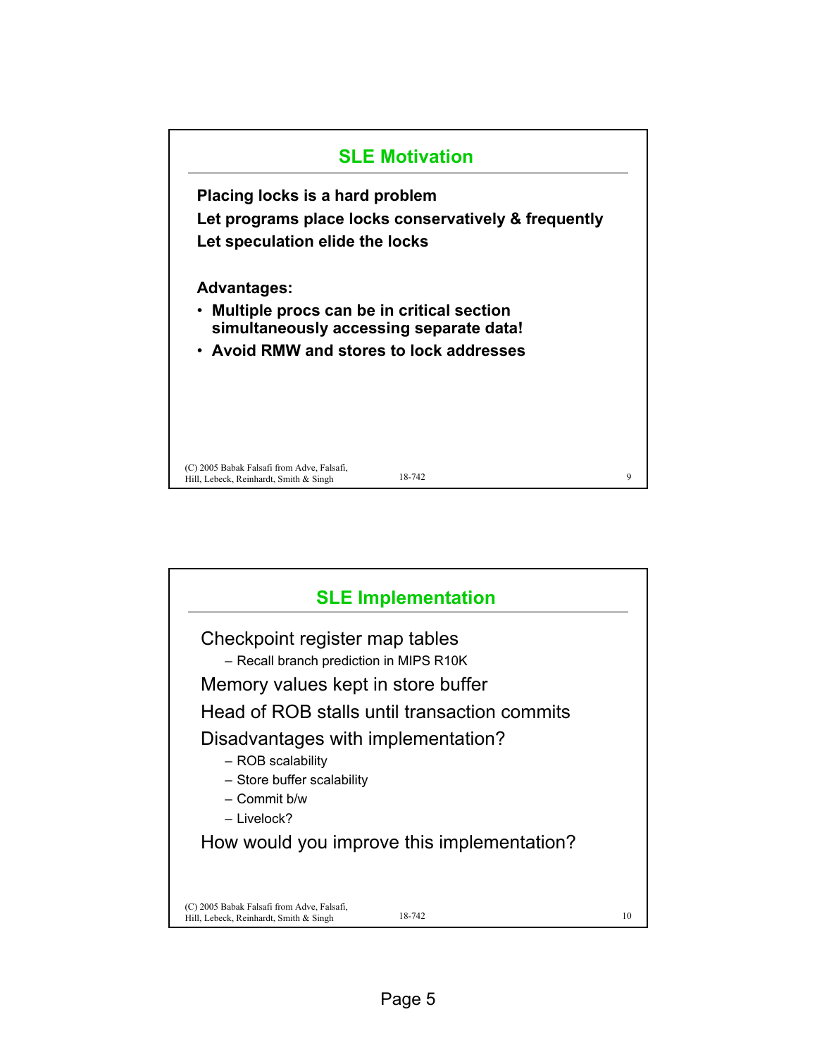## SLE Motivation

**Placing locks is a hard problem**

**Let programs place locks conservatively & frequently**

**Let speculation elide the locks**

**Advantages:**

- **Multiple procs can be in critical section simultaneously accessing separate data!**
- **Avoid RMW and stores to lock addresses**

## SLE Implementation

Checkpoint register map tables

- Recall branch prediction in MIPS R10K

Memory values kept in store buffer

Head of ROB stalls until transaction commits

Disadvantages with implementation?

- ROB scalability
- Store buffer scalability
- Commit b/w
- Livelock?

How would you improve this implementation?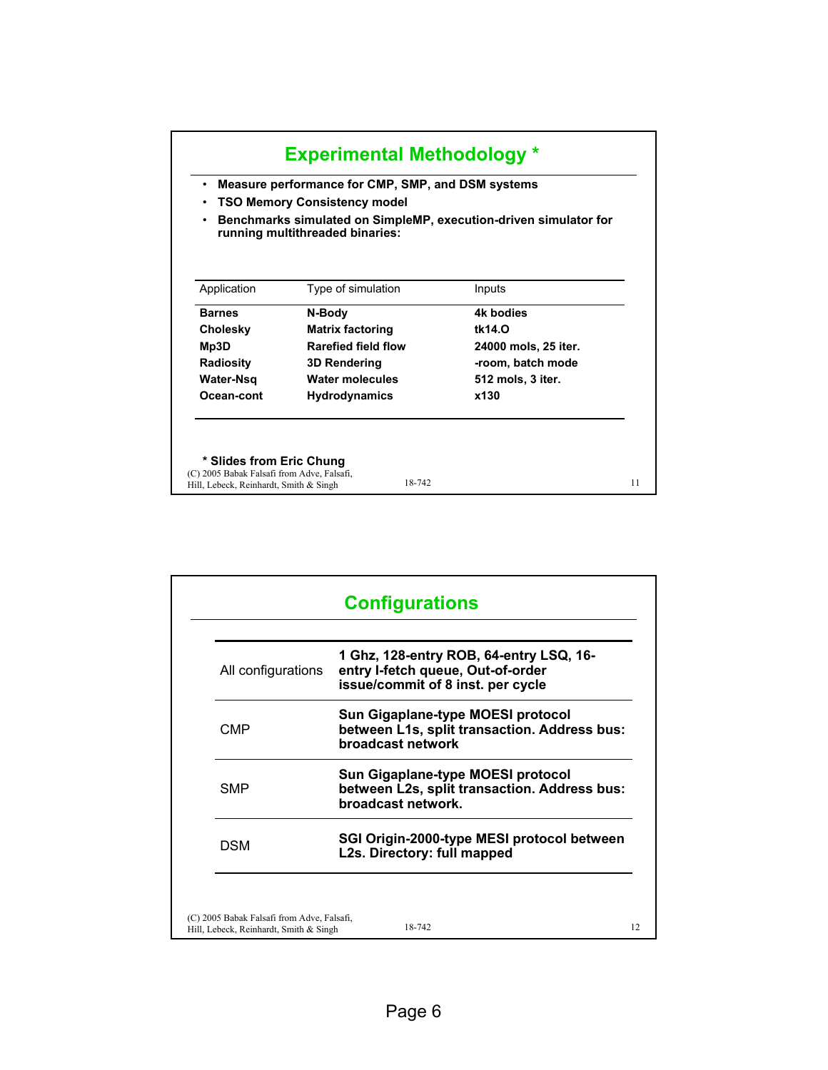## Experimental Methodology *

- **Measure performance for CMP, SMP, and DSM systems**
- **TSO Memory Consistency model**
- **Benchmarks simulated on SimpleMP, execution-driven simulator for running multithreaded binaries:**

| Application | Type of simulation | Inputs |
|---|---|---|
| **Barnes** | **N-Body** | **4k bodies** |
| **Cholesky** | **Matrix factoring** | **tk14.O** |
| **Mp3D** | **Rarefied field flow** | **24000 mols, 25 iter.** |
| **Radiosity** | **3D Rendering** | **-room, batch mode** |
| **Water-Nsq** | **Water molecules** | **512 mols, 3 iter.** |
| **Ocean-cont** | **Hydrodynamics** | **x130** |

**\* Slides from Eric Chung**

(C) 2005 Babak Falsafi from Adve, Falsafi, Hill, Lebeck, Reinhardt, Smith & Singh

## Configurations

| | |
|---|---|
| All configurations | **1 Ghz, 128-entry ROB, 64-entry LSQ, 16-entry I-fetch queue, Out-of-order issue/commit of 8 inst. per cycle** |
| CMP | **Sun Gigaplane-type MOESI protocol between L1s, split transaction. Address bus: broadcast network** |
| SMP | **Sun Gigaplane-type MOESI protocol between L2s, split transaction. Address bus: broadcast network.** |
| DSM | **SGI Origin-2000-type MESI protocol between L2s. Directory: full mapped** |

(C) 2005 Babak Falsafi from Adve, Falsafi, Hill, Lebeck, Reinhardt, Smith & Singh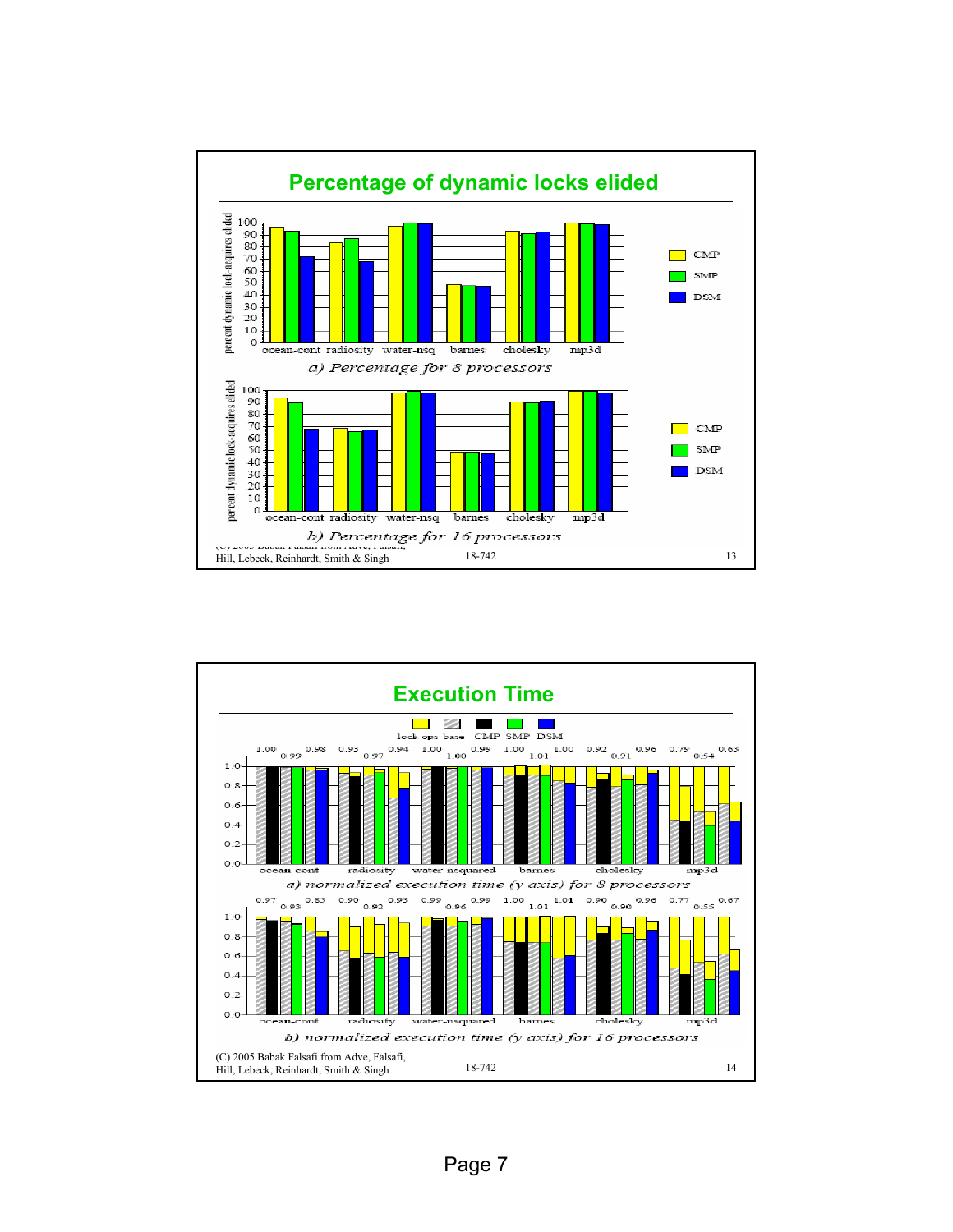## Percentage of dynamic locks elided

percent dynamic lock-acquires elided

ocean-cont radiosity water-nsq barnes cholesky mp3d

CMP SMP DSM

*a) Percentage for 8 processors*

percent dynamic lock-acquires elided

ocean-cont radiosity water-nsq barnes cholesky mp3d

CMP SMP DSM

*b) Percentage for 16 processors*

(C) 2005 Babak Falsafi from Adve, Falsafi, Hill, Lebeck, Reinhardt, Smith & Singh

18-742

## Execution Time

lock ops base CMP SMP DSM

1.00 0.99 0.98 0.93 0.97 0.94 1.00 1.00 0.99 1.00 1.01 1.00 0.92 0.91 0.96 0.79 0.54 0.63

ocean-cont radiosity water-nsquared barnes cholesky mp3d

*a) normalized execution time (y axis) for 8 processors*

0.97 0.93 0.85 0.90 0.92 0.93 0.99 0.96 0.99 1.00 1.01 1.01 0.90 0.90 0.96 0.77 0.55 0.67

ocean-cont radiosity water-nsquared barnes cholesky mp3d

*b) normalized execution time (y axis) for 16 processors*

(C) 2005 Babak Falsafi from Adve, Falsafi, Hill, Lebeck, Reinhardt, Smith & Singh

18-742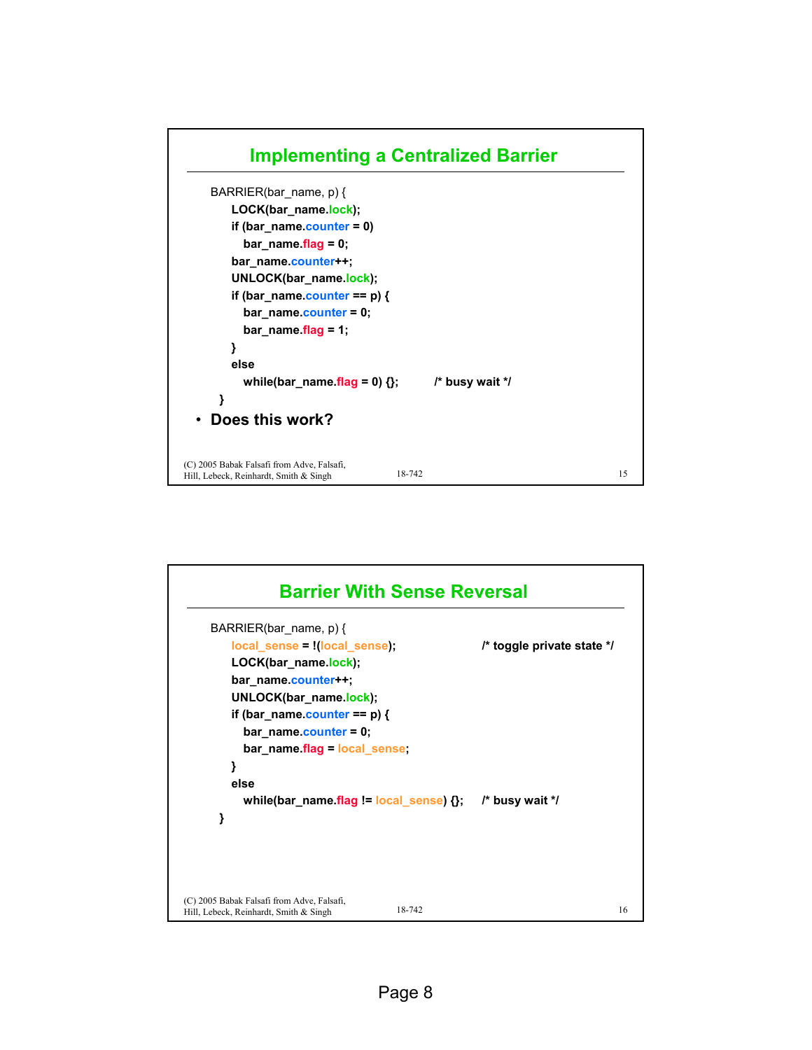## Implementing a Centralized Barrier

```
BARRIER(bar_name, p) {
    LOCK(bar_name.lock);
    if (bar_name.counter = 0)
        bar_name.flag = 0;
    bar_name.counter++;
    UNLOCK(bar_name.lock);
    if (bar_name.counter == p) {
        bar_name.counter = 0;
        bar_name.flag = 1;
    }
    else
        while(bar_name.flag = 0) {};        /* busy wait */
}
```

- **Does this work?**

(C) 2005 Babak Falsafi from Adve, Falsafi, Hill, Lebeck, Reinhardt, Smith & Singh

## Barrier With Sense Reversal

```
BARRIER(bar_name, p) {
    local_sense = !(local_sense);              /* toggle private state */
    LOCK(bar_name.lock);
    bar_name.counter++;
    UNLOCK(bar_name.lock);
    if (bar_name.counter == p) {
        bar_name.counter = 0;
        bar_name.flag = local_sense;
    }
    else
        while(bar_name.flag != local_sense) {};  /* busy wait */
}
```

(C) 2005 Babak Falsafi from Adve, Falsafi, Hill, Lebeck, Reinhardt, Smith & Singh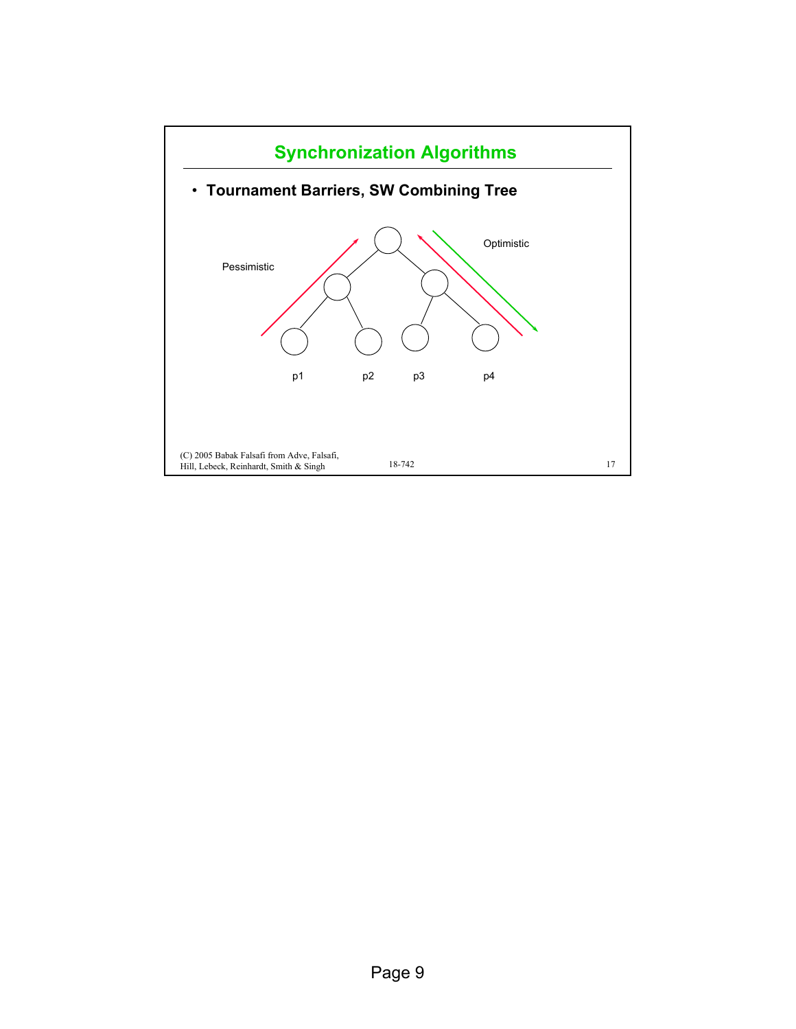# Synchronization Algorithms

- **Tournament Barriers, SW Combining Tree**

Pessimistic

Optimistic

p1 p2 p3 p4

(C) 2005 Babak Falsafi from Adve, Falsafi, Hill, Lebeck, Reinhardt, Smith & Singh

18-742